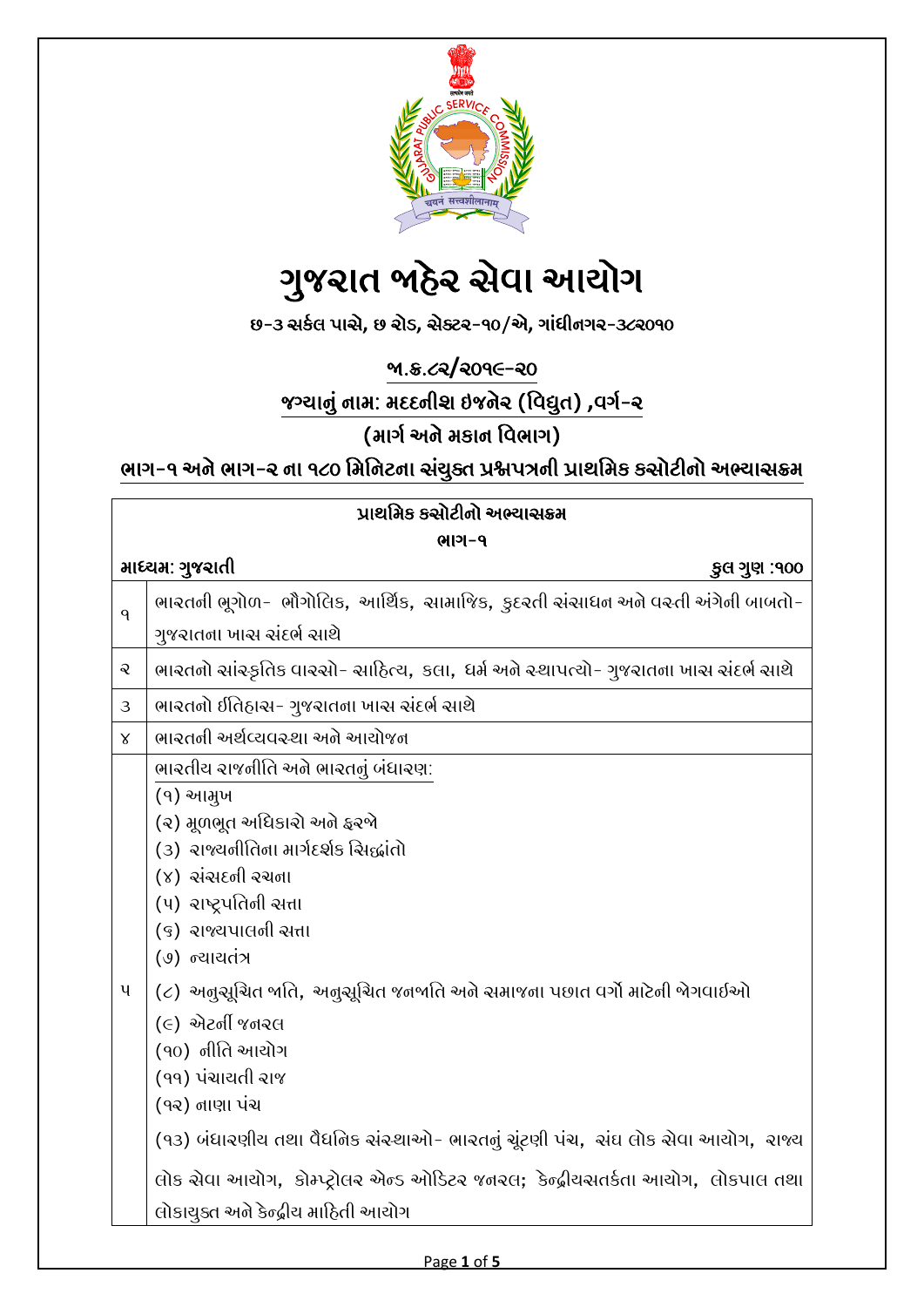# ગુજરાત જાહેર સેવા આયોગ

**છ-૩ સર્કલ પાસે, છ રોડ, સેક્ટર-૧૦/એ, ગાંધીનગર-૩૮૨૦૧૦**

## જા.ક્ર.૮૨/૨૦૧૯-૨૦

## જગ્યાનું નામ: મદદનીશ ઇજનેર (વિદ્યુત) ,વર્ગ-૨

## (માર્ગ અને મકાન વિભાગ)

## ભાગ-૧ અને ભાગ-૨ ના ૧૮૦ મિનિટના સંયુક્ત પ્રશ્નપત્રની પ્રાથમિક કસોટીનો અભ્યાસક્રમ

| પ્રાથમિક કસોટીનો અભ્યાસક્રમ<br>ભાગ-૧<br>માધ્યમ: ગુજરાતી — કુલ ગુણ :૧૦૦ | |
|---|---|
| ૧ | ભારતની ભૂગોળ- ભૌગોલિક, આર્થિક, સામાજિક, કુદરતી સંસાધન અને વસ્તી અંગેની બાબતો- ગુજરાતના ખાસ સંદર્ભ સાથે |
| ૨ | ભારતનો સાંસ્કૃતિક વારસો- સાહિત્ય, કલા, ધર્મ અને સ્થાપત્યો- ગુજરાતના ખાસ સંદર્ભ સાથે |
| ૩ | ભારતનો ઈતિહાસ- ગુજરાતના ખાસ સંદર્ભ સાથે |
| ૪ | ભારતની અર્થવ્યવસ્થા અને આયોજન |
| ૫ | ભારતીય રાજનીતિ અને ભારતનું બંધારણ:<br>(૧) આમુખ<br>(૨) મૂળભૂત અધિકારો અને ફરજો<br>(૩) રાજ્યનીતિના માર્ગદર્શક સિદ્ધાંતો<br>(૪) સંસદની રચના<br>(૫) રાષ્ટ્રપતિની સત્તા<br>(૬) રાજ્યપાલની સત્તા<br>(૭) ન્યાયતંત્ર<br>(૮) અનુસૂચિત જાતિ, અનુસૂચિત જનજાતિ અને સમાજના પછાત વર્ગો માટેની જોગવાઈઓ<br>(૯) એટર્ની જનરલ<br>(૧૦) નીતિ આયોગ<br>(૧૧) પંચાયતી રાજ<br>(૧૨) નાણા પંચ<br>(૧૩) બંધારણીય તથા વૈધનિક સંસ્થાઓ- ભારતનું ચૂંટણી પંચ, સંઘ લોક સેવા આયોગ, રાજ્ય લોક સેવા આયોગ, કોમ્પ્ટ્રોલર એન્ડ ઓડિટર જનરલ; કેન્દ્રીયસતર્કતા આયોગ, લોકપાલ તથા લોકાયુક્ત અને કેન્દ્રીય માહિતી આયોગ |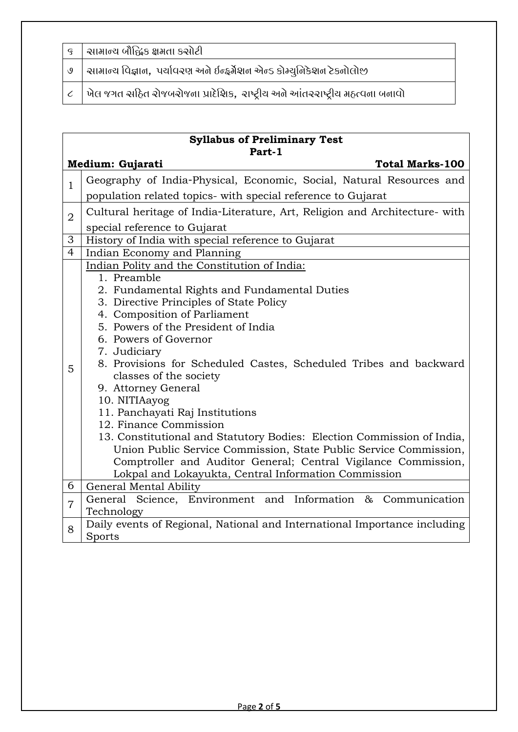| ૬ | સામાન્ય બૌદ્ધિક ક્ષમતા કસોટી |
| --- | --- |
| ૭ | સામાન્ય વિજ્ઞાન, પર્યાવરણ અને ઈન્ફર્મેશન એન્ડ કોમ્યુનિકેશન ટેકનોલોજી |
| ૮ | ખેલ જગત સહિત રોજબરોજના પ્રાદેશિક, રાષ્ટ્રીય અને આંતરરાષ્ટ્રીય મહત્વના બનાવો |

**Syllabus of Preliminary Test**
**Part-1**

**Medium: Gujarati** **Total Marks-100**

| | |
| --- | --- |
| 1 | Geography of India-Physical, Economic, Social, Natural Resources and population related topics- with special reference to Gujarat |
| 2 | Cultural heritage of India-Literature, Art, Religion and Architecture- with special reference to Gujarat |
| 3 | History of India with special reference to Gujarat |
| 4 | Indian Economy and Planning |
| 5 | Indian Polity and the Constitution of India:<br>1. Preamble<br>2. Fundamental Rights and Fundamental Duties<br>3. Directive Principles of State Policy<br>4. Composition of Parliament<br>5. Powers of the President of India<br>6. Powers of Governor<br>7. Judiciary<br>8. Provisions for Scheduled Castes, Scheduled Tribes and backward classes of the society<br>9. Attorney General<br>10. NITIAayog<br>11. Panchayati Raj Institutions<br>12. Finance Commission<br>13. Constitutional and Statutory Bodies: Election Commission of India, Union Public Service Commission, State Public Service Commission, Comptroller and Auditor General; Central Vigilance Commission, Lokpal and Lokayukta, Central Information Commission |
| 6 | General Mental Ability |
| 7 | General Science, Environment and Information & Communication Technology |
| 8 | Daily events of Regional, National and International Importance including Sports |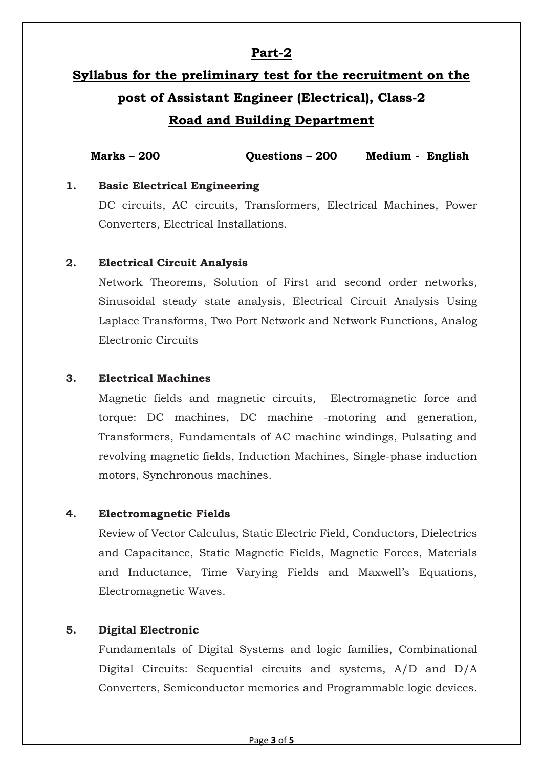## Part-2

## Syllabus for the preliminary test for the recruitment on the post of Assistant Engineer (Electrical), Class-2

## Road and Building Department

**Marks – 200** **Questions – 200** **Medium - English**

**1. Basic Electrical Engineering**

DC circuits, AC circuits, Transformers, Electrical Machines, Power Converters, Electrical Installations.

**2. Electrical Circuit Analysis**

Network Theorems, Solution of First and second order networks, Sinusoidal steady state analysis, Electrical Circuit Analysis Using Laplace Transforms, Two Port Network and Network Functions, Analog Electronic Circuits

**3. Electrical Machines**

Magnetic fields and magnetic circuits, Electromagnetic force and torque: DC machines, DC machine -motoring and generation, Transformers, Fundamentals of AC machine windings, Pulsating and revolving magnetic fields, Induction Machines, Single-phase induction motors, Synchronous machines.

**4. Electromagnetic Fields**

Review of Vector Calculus, Static Electric Field, Conductors, Dielectrics and Capacitance, Static Magnetic Fields, Magnetic Forces, Materials and Inductance, Time Varying Fields and Maxwell's Equations, Electromagnetic Waves.

**5. Digital Electronic**

Fundamentals of Digital Systems and logic families, Combinational Digital Circuits: Sequential circuits and systems, A/D and D/A Converters, Semiconductor memories and Programmable logic devices.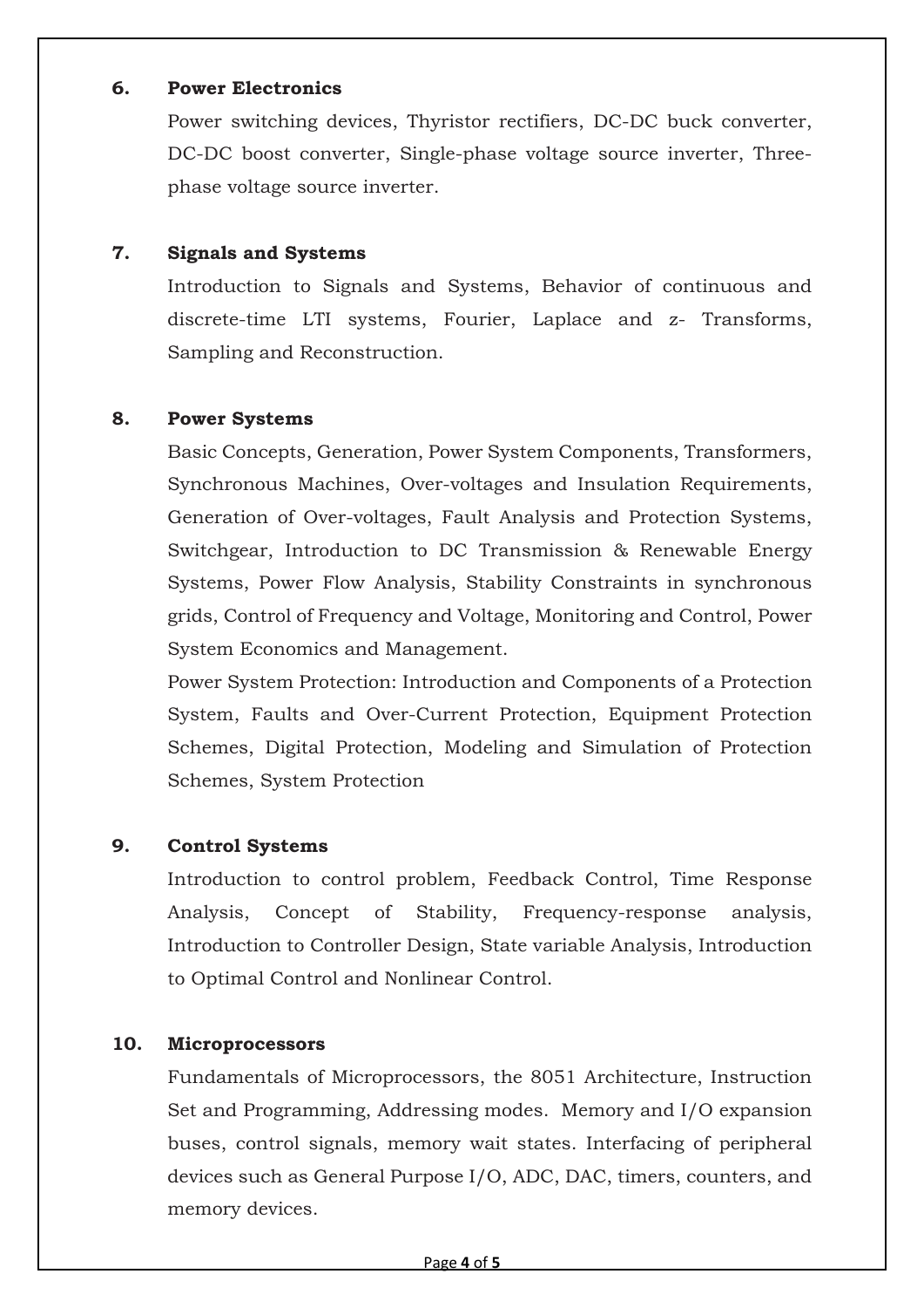### 6. Power Electronics

Power switching devices, Thyristor rectifiers, DC-DC buck converter, DC-DC boost converter, Single-phase voltage source inverter, Three-phase voltage source inverter.

### 7. Signals and Systems

Introduction to Signals and Systems, Behavior of continuous and discrete-time LTI systems, Fourier, Laplace and z- Transforms, Sampling and Reconstruction.

### 8. Power Systems

Basic Concepts, Generation, Power System Components, Transformers, Synchronous Machines, Over-voltages and Insulation Requirements, Generation of Over-voltages, Fault Analysis and Protection Systems, Switchgear, Introduction to DC Transmission & Renewable Energy Systems, Power Flow Analysis, Stability Constraints in synchronous grids, Control of Frequency and Voltage, Monitoring and Control, Power System Economics and Management.

Power System Protection: Introduction and Components of a Protection System, Faults and Over-Current Protection, Equipment Protection Schemes, Digital Protection, Modeling and Simulation of Protection Schemes, System Protection

### 9. Control Systems

Introduction to control problem, Feedback Control, Time Response Analysis, Concept of Stability, Frequency-response analysis, Introduction to Controller Design, State variable Analysis, Introduction to Optimal Control and Nonlinear Control.

### 10. Microprocessors

Fundamentals of Microprocessors, the 8051 Architecture, Instruction Set and Programming, Addressing modes. Memory and I/O expansion buses, control signals, memory wait states. Interfacing of peripheral devices such as General Purpose I/O, ADC, DAC, timers, counters, and memory devices.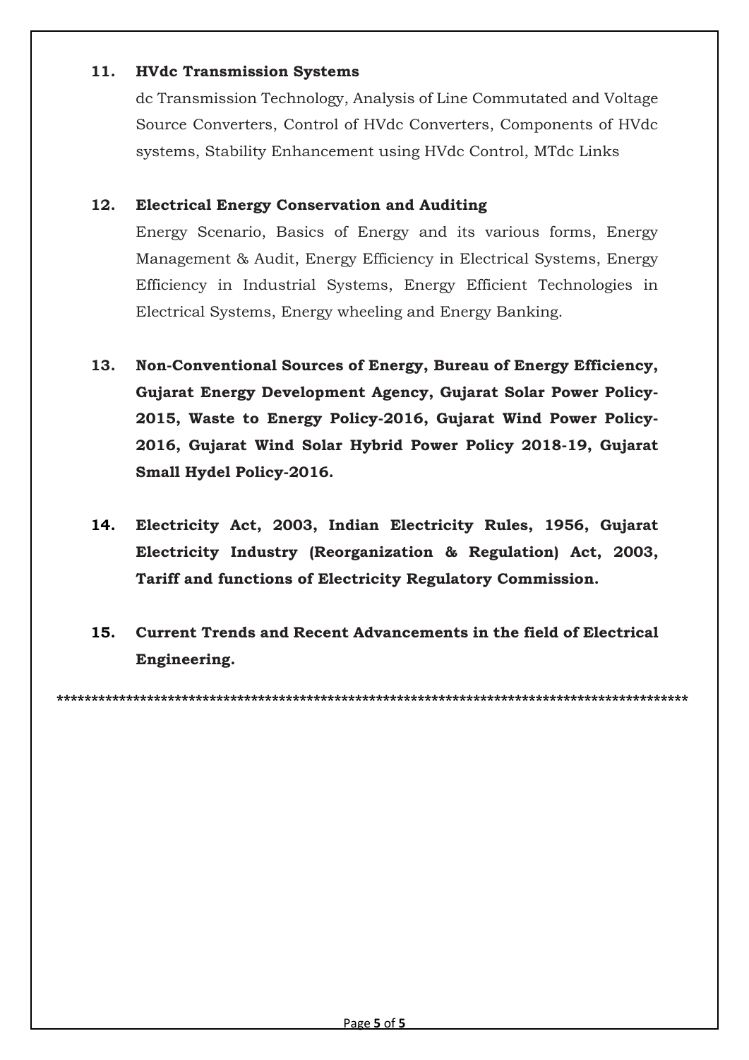**11. HVdc Transmission Systems**

dc Transmission Technology, Analysis of Line Commutated and Voltage Source Converters, Control of HVdc Converters, Components of HVdc systems, Stability Enhancement using HVdc Control, MTdc Links

**12. Electrical Energy Conservation and Auditing**

Energy Scenario, Basics of Energy and its various forms, Energy Management & Audit, Energy Efficiency in Electrical Systems, Energy Efficiency in Industrial Systems, Energy Efficient Technologies in Electrical Systems, Energy wheeling and Energy Banking.

**13. Non-Conventional Sources of Energy, Bureau of Energy Efficiency, Gujarat Energy Development Agency, Gujarat Solar Power Policy-2015, Waste to Energy Policy-2016, Gujarat Wind Power Policy-2016, Gujarat Wind Solar Hybrid Power Policy 2018-19, Gujarat Small Hydel Policy-2016.**

**14. Electricity Act, 2003, Indian Electricity Rules, 1956, Gujarat Electricity Industry (Reorganization & Regulation) Act, 2003, Tariff and functions of Electricity Regulatory Commission.**

**15. Current Trends and Recent Advancements in the field of Electrical Engineering.**

**********************************************************************************************